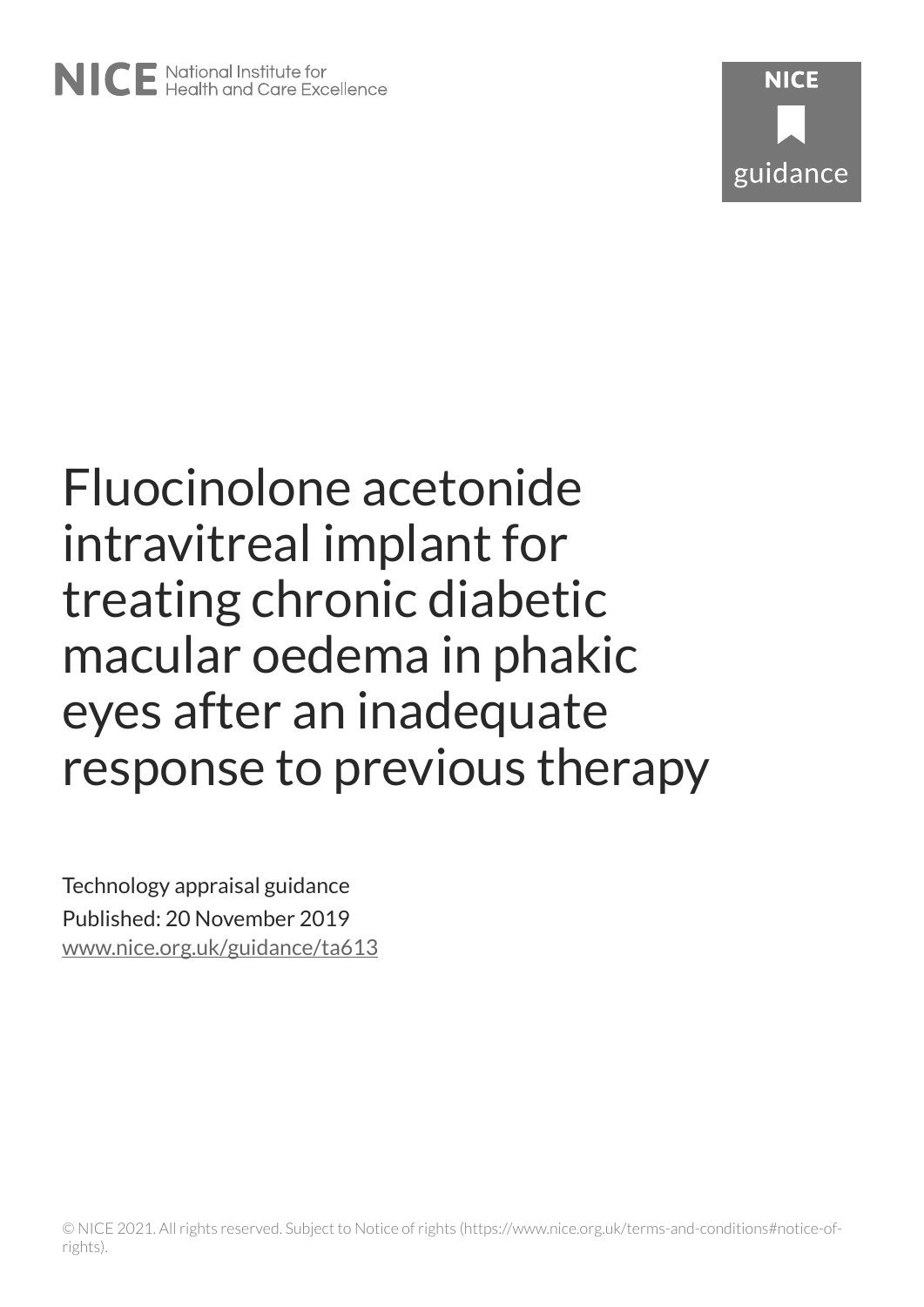NICE National Institute for Health and Care Excellence

NICE guidance

# Fluocinolone acetonide intravitreal implant for treating chronic diabetic macular oedema in phakic eyes after an inadequate response to previous therapy

Technology appraisal guidance

Published: 20 November 2019

www.nice.org.uk/guidance/ta613

© NICE 2021. All rights reserved. Subject to Notice of rights (https://www.nice.org.uk/terms-and-conditions#notice-of-rights).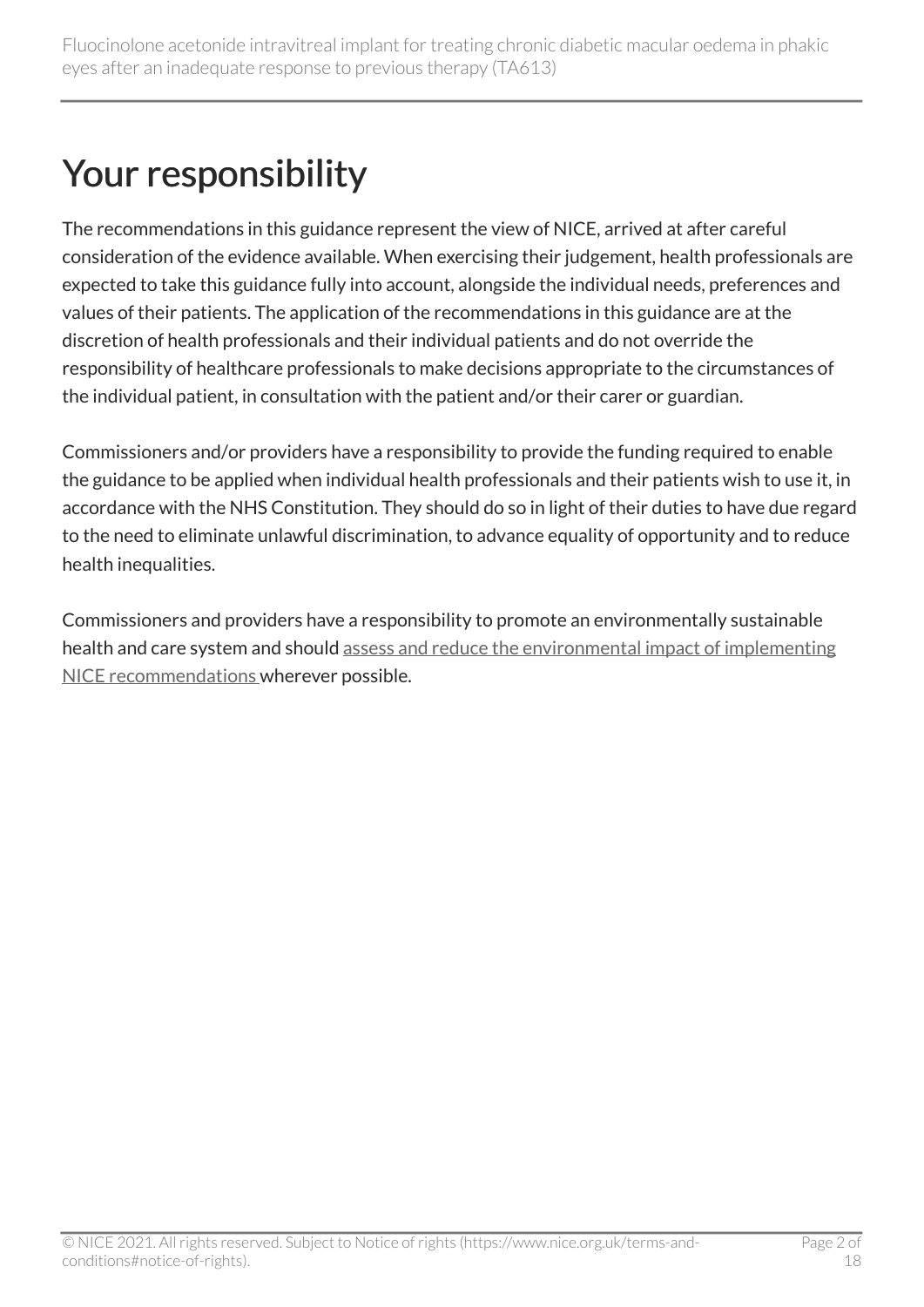# Your responsibility

The recommendations in this guidance represent the view of NICE, arrived at after careful consideration of the evidence available. When exercising their judgement, health professionals are expected to take this guidance fully into account, alongside the individual needs, preferences and values of their patients. The application of the recommendations in this guidance are at the discretion of health professionals and their individual patients and do not override the responsibility of healthcare professionals to make decisions appropriate to the circumstances of the individual patient, in consultation with the patient and/or their carer or guardian.

Commissioners and/or providers have a responsibility to provide the funding required to enable the guidance to be applied when individual health professionals and their patients wish to use it, in accordance with the NHS Constitution. They should do so in light of their duties to have due regard to the need to eliminate unlawful discrimination, to advance equality of opportunity and to reduce health inequalities.

Commissioners and providers have a responsibility to promote an environmentally sustainable health and care system and should assess and reduce the environmental impact of implementing NICE recommendations wherever possible.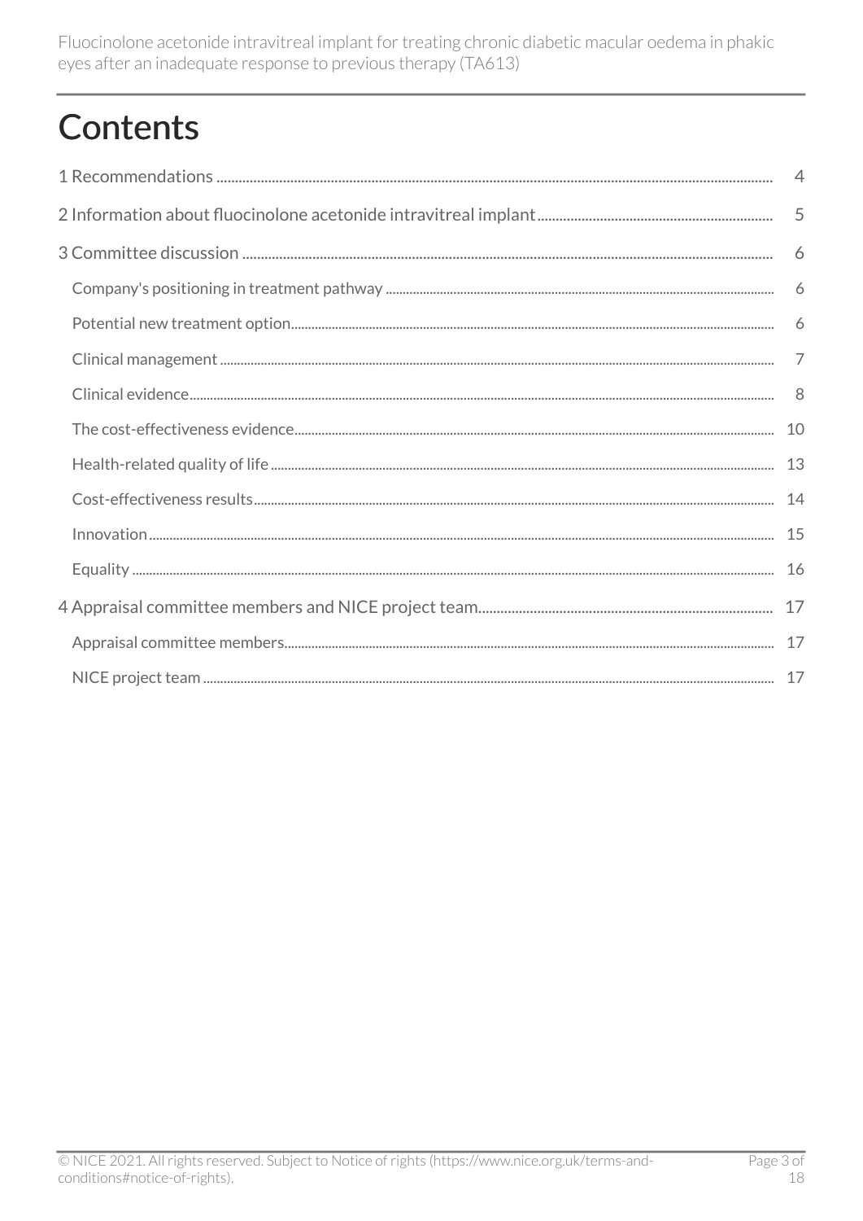# Contents

1 Recommendations ..... 4

2 Information about fluocinolone acetonide intravitreal implant ..... 5

3 Committee discussion ..... 6

Company's positioning in treatment pathway ..... 6

Potential new treatment option ..... 6

Clinical management ..... 7

Clinical evidence ..... 8

The cost-effectiveness evidence ..... 10

Health-related quality of life ..... 13

Cost-effectiveness results ..... 14

Innovation ..... 15

Equality ..... 16

4 Appraisal committee members and NICE project team ..... 17

Appraisal committee members ..... 17

NICE project team ..... 17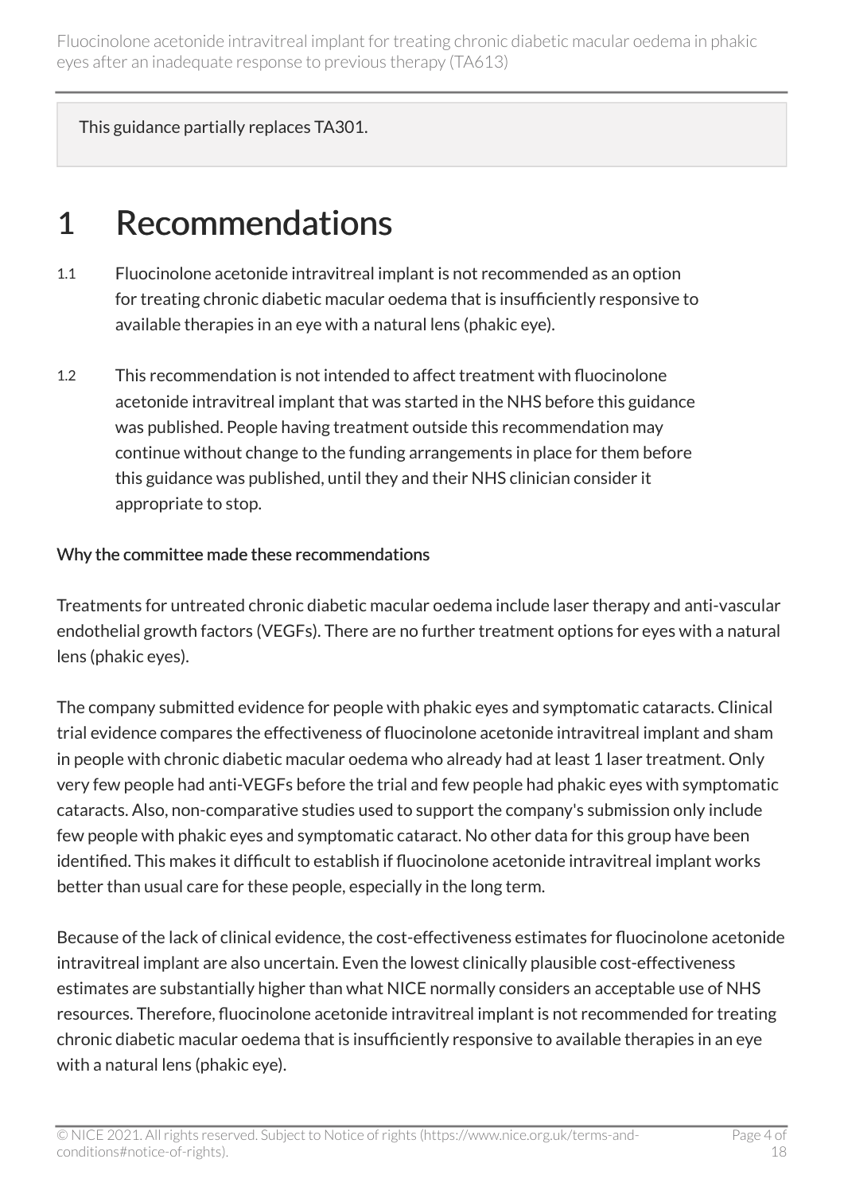This guidance partially replaces TA301.

# 1 Recommendations

1.1 Fluocinolone acetonide intravitreal implant is not recommended as an option for treating chronic diabetic macular oedema that is insufficiently responsive to available therapies in an eye with a natural lens (phakic eye).

1.2 This recommendation is not intended to affect treatment with fluocinolone acetonide intravitreal implant that was started in the NHS before this guidance was published. People having treatment outside this recommendation may continue without change to the funding arrangements in place for them before this guidance was published, until they and their NHS clinician consider it appropriate to stop.

### Why the committee made these recommendations

Treatments for untreated chronic diabetic macular oedema include laser therapy and anti-vascular endothelial growth factors (VEGFs). There are no further treatment options for eyes with a natural lens (phakic eyes).

The company submitted evidence for people with phakic eyes and symptomatic cataracts. Clinical trial evidence compares the effectiveness of fluocinolone acetonide intravitreal implant and sham in people with chronic diabetic macular oedema who already had at least 1 laser treatment. Only very few people had anti-VEGFs before the trial and few people had phakic eyes with symptomatic cataracts. Also, non-comparative studies used to support the company's submission only include few people with phakic eyes and symptomatic cataract. No other data for this group have been identified. This makes it difficult to establish if fluocinolone acetonide intravitreal implant works better than usual care for these people, especially in the long term.

Because of the lack of clinical evidence, the cost-effectiveness estimates for fluocinolone acetonide intravitreal implant are also uncertain. Even the lowest clinically plausible cost-effectiveness estimates are substantially higher than what NICE normally considers an acceptable use of NHS resources. Therefore, fluocinolone acetonide intravitreal implant is not recommended for treating chronic diabetic macular oedema that is insufficiently responsive to available therapies in an eye with a natural lens (phakic eye).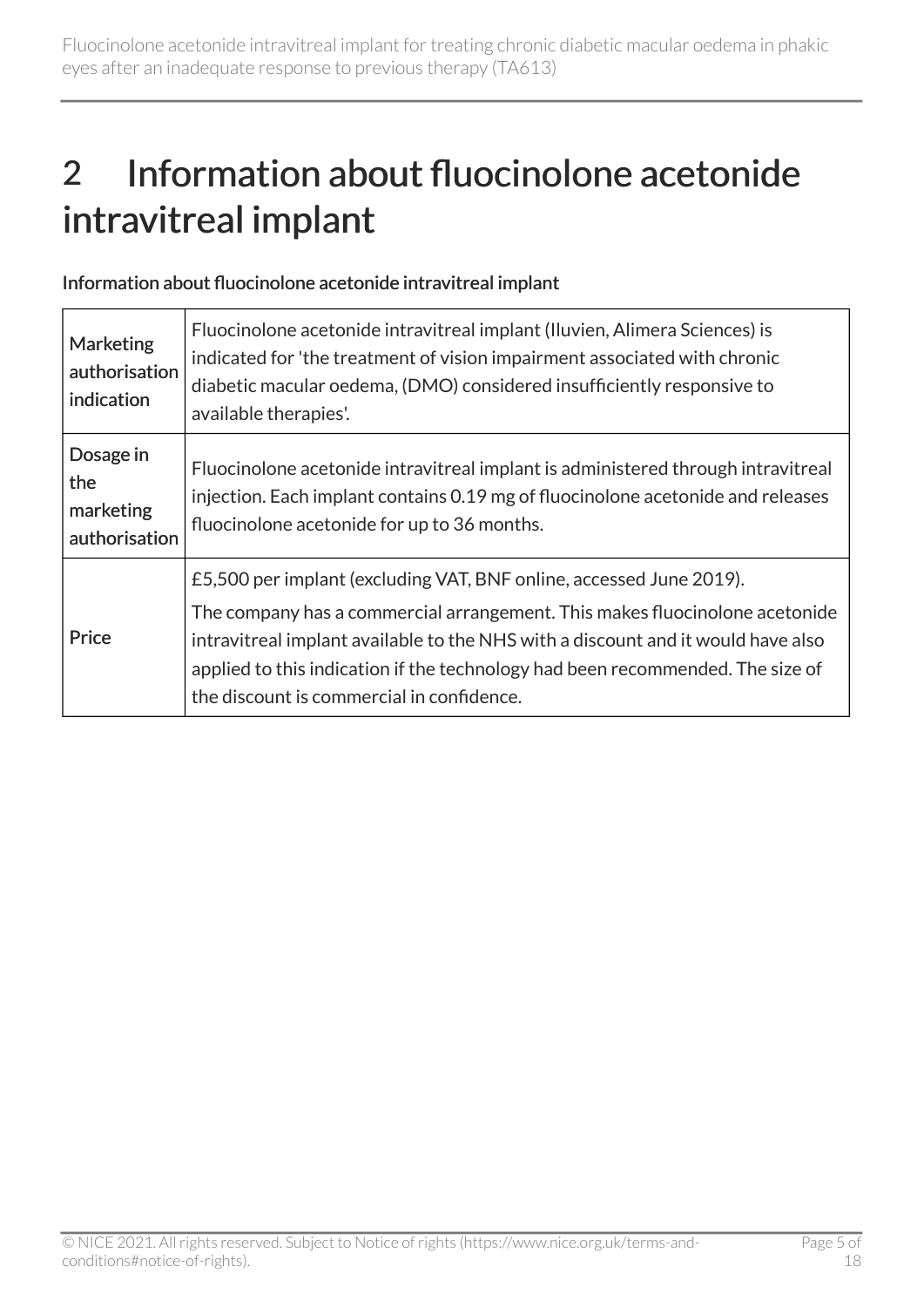# 2 Information about fluocinolone acetonide intravitreal implant

Information about fluocinolone acetonide intravitreal implant

| | |
|---|---|
| Marketing authorisation indication | Fluocinolone acetonide intravitreal implant (Iluvien, Alimera Sciences) is indicated for 'the treatment of vision impairment associated with chronic diabetic macular oedema, (DMO) considered insufficiently responsive to available therapies'. |
| Dosage in the marketing authorisation | Fluocinolone acetonide intravitreal implant is administered through intravitreal injection. Each implant contains 0.19 mg of fluocinolone acetonide and releases fluocinolone acetonide for up to 36 months. |
| Price | £5,500 per implant (excluding VAT, BNF online, accessed June 2019). The company has a commercial arrangement. This makes fluocinolone acetonide intravitreal implant available to the NHS with a discount and it would have also applied to this indication if the technology had been recommended. The size of the discount is commercial in confidence. |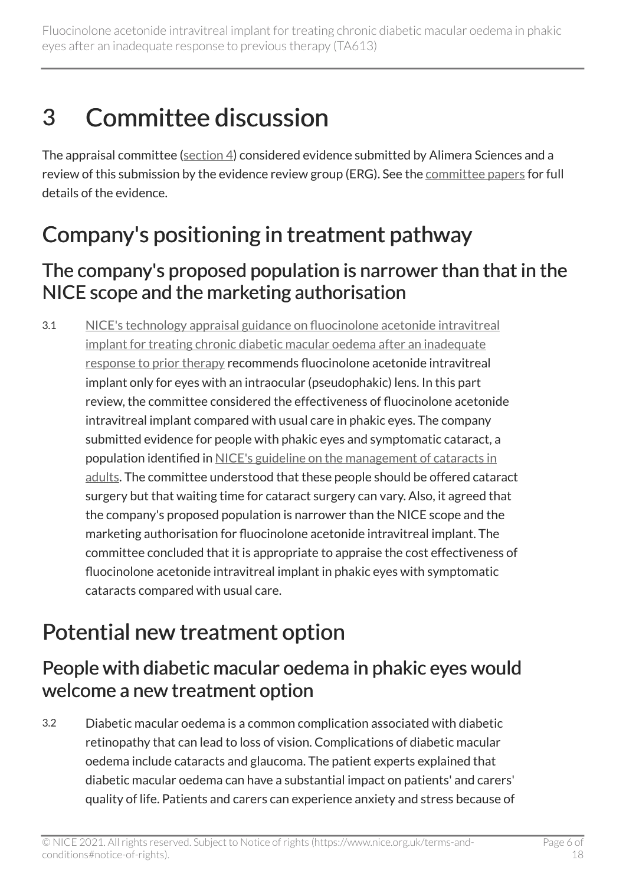# 3 Committee discussion

The appraisal committee (section 4) considered evidence submitted by Alimera Sciences and a review of this submission by the evidence review group (ERG). See the committee papers for full details of the evidence.

## Company's positioning in treatment pathway

### The company's proposed population is narrower than that in the NICE scope and the marketing authorisation

3.1 NICE's technology appraisal guidance on fluocinolone acetonide intravitreal implant for treating chronic diabetic macular oedema after an inadequate response to prior therapy recommends fluocinolone acetonide intravitreal implant only for eyes with an intraocular (pseudophakic) lens. In this part review, the committee considered the effectiveness of fluocinolone acetonide intravitreal implant compared with usual care in phakic eyes. The company submitted evidence for people with phakic eyes and symptomatic cataract, a population identified in NICE's guideline on the management of cataracts in adults. The committee understood that these people should be offered cataract surgery but that waiting time for cataract surgery can vary. Also, it agreed that the company's proposed population is narrower than the NICE scope and the marketing authorisation for fluocinolone acetonide intravitreal implant. The committee concluded that it is appropriate to appraise the cost effectiveness of fluocinolone acetonide intravitreal implant in phakic eyes with symptomatic cataracts compared with usual care.

## Potential new treatment option

### People with diabetic macular oedema in phakic eyes would welcome a new treatment option

3.2 Diabetic macular oedema is a common complication associated with diabetic retinopathy that can lead to loss of vision. Complications of diabetic macular oedema include cataracts and glaucoma. The patient experts explained that diabetic macular oedema can have a substantial impact on patients' and carers' quality of life. Patients and carers can experience anxiety and stress because of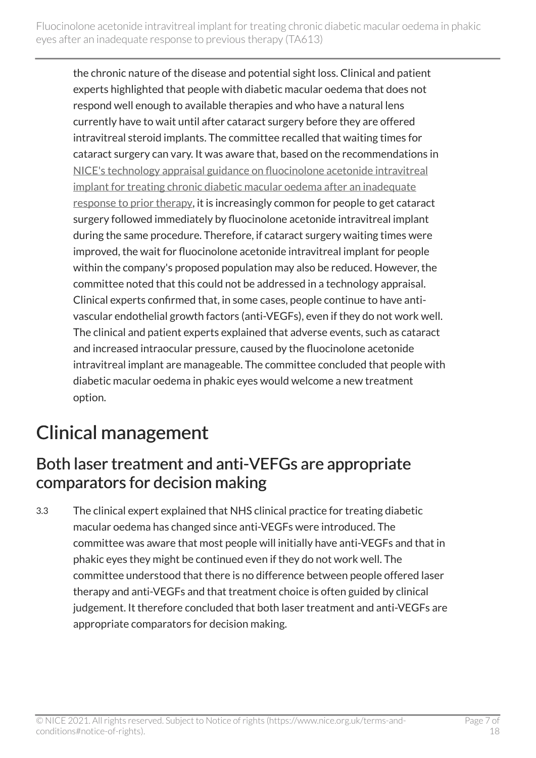the chronic nature of the disease and potential sight loss. Clinical and patient experts highlighted that people with diabetic macular oedema that does not respond well enough to available therapies and who have a natural lens currently have to wait until after cataract surgery before they are offered intravitreal steroid implants. The committee recalled that waiting times for cataract surgery can vary. It was aware that, based on the recommendations in NICE's technology appraisal guidance on fluocinolone acetonide intravitreal implant for treating chronic diabetic macular oedema after an inadequate response to prior therapy, it is increasingly common for people to get cataract surgery followed immediately by fluocinolone acetonide intravitreal implant during the same procedure. Therefore, if cataract surgery waiting times were improved, the wait for fluocinolone acetonide intravitreal implant for people within the company's proposed population may also be reduced. However, the committee noted that this could not be addressed in a technology appraisal. Clinical experts confirmed that, in some cases, people continue to have anti-vascular endothelial growth factors (anti-VEGFs), even if they do not work well. The clinical and patient experts explained that adverse events, such as cataract and increased intraocular pressure, caused by the fluocinolone acetonide intravitreal implant are manageable. The committee concluded that people with diabetic macular oedema in phakic eyes would welcome a new treatment option.

# Clinical management

## Both laser treatment and anti-VEFGs are appropriate comparators for decision making

3.3 The clinical expert explained that NHS clinical practice for treating diabetic macular oedema has changed since anti-VEGFs were introduced. The committee was aware that most people will initially have anti-VEGFs and that in phakic eyes they might be continued even if they do not work well. The committee understood that there is no difference between people offered laser therapy and anti-VEGFs and that treatment choice is often guided by clinical judgement. It therefore concluded that both laser treatment and anti-VEGFs are appropriate comparators for decision making.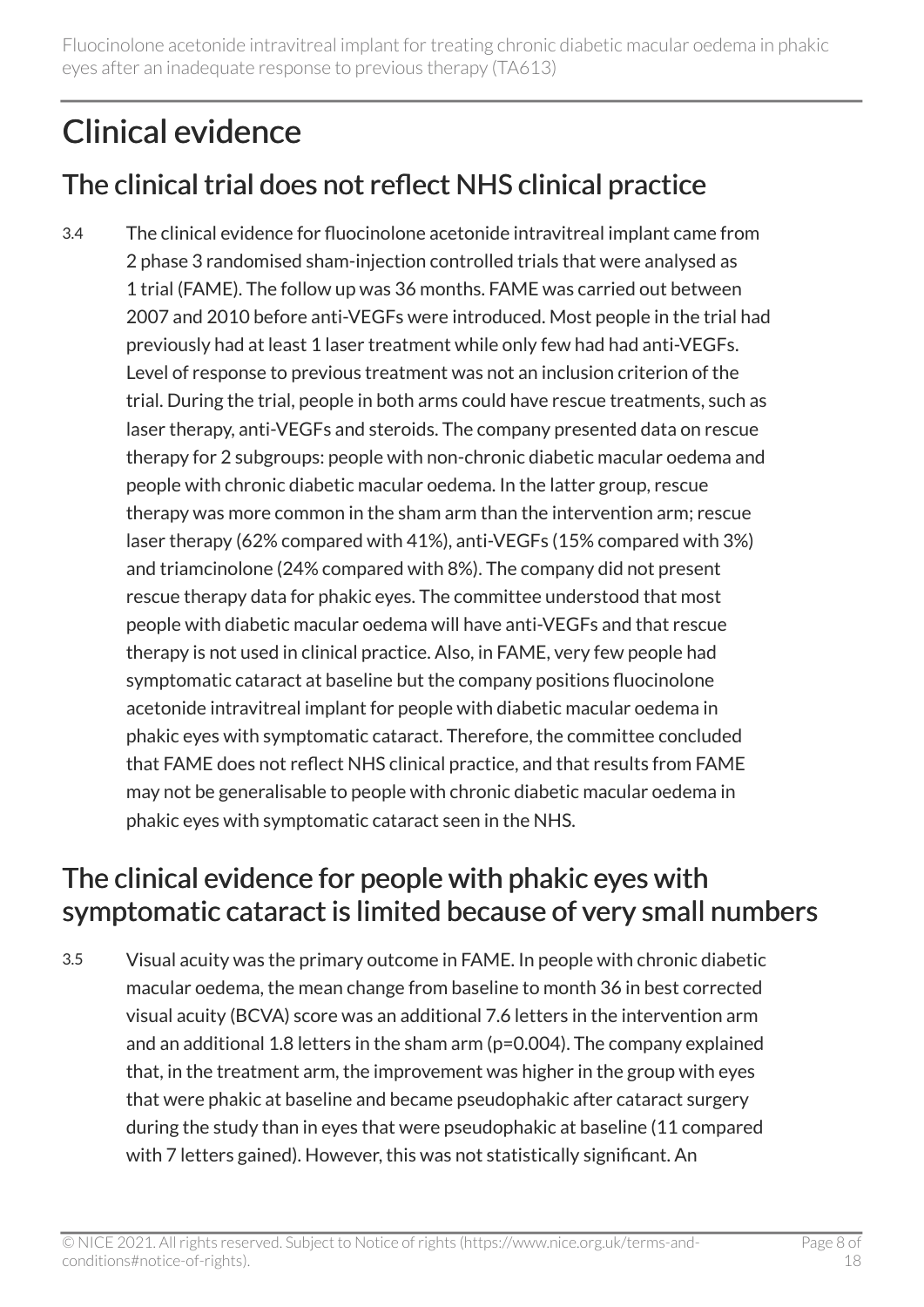# Clinical evidence

## The clinical trial does not reflect NHS clinical practice

3.4 The clinical evidence for fluocinolone acetonide intravitreal implant came from 2 phase 3 randomised sham-injection controlled trials that were analysed as 1 trial (FAME). The follow up was 36 months. FAME was carried out between 2007 and 2010 before anti-VEGFs were introduced. Most people in the trial had previously had at least 1 laser treatment while only few had had anti-VEGFs. Level of response to previous treatment was not an inclusion criterion of the trial. During the trial, people in both arms could have rescue treatments, such as laser therapy, anti-VEGFs and steroids. The company presented data on rescue therapy for 2 subgroups: people with non-chronic diabetic macular oedema and people with chronic diabetic macular oedema. In the latter group, rescue therapy was more common in the sham arm than the intervention arm; rescue laser therapy (62% compared with 41%), anti-VEGFs (15% compared with 3%) and triamcinolone (24% compared with 8%). The company did not present rescue therapy data for phakic eyes. The committee understood that most people with diabetic macular oedema will have anti-VEGFs and that rescue therapy is not used in clinical practice. Also, in FAME, very few people had symptomatic cataract at baseline but the company positions fluocinolone acetonide intravitreal implant for people with diabetic macular oedema in phakic eyes with symptomatic cataract. Therefore, the committee concluded that FAME does not reflect NHS clinical practice, and that results from FAME may not be generalisable to people with chronic diabetic macular oedema in phakic eyes with symptomatic cataract seen in the NHS.

## The clinical evidence for people with phakic eyes with symptomatic cataract is limited because of very small numbers

3.5 Visual acuity was the primary outcome in FAME. In people with chronic diabetic macular oedema, the mean change from baseline to month 36 in best corrected visual acuity (BCVA) score was an additional 7.6 letters in the intervention arm and an additional 1.8 letters in the sham arm ($p=0.004$). The company explained that, in the treatment arm, the improvement was higher in the group with eyes that were phakic at baseline and became pseudophakic after cataract surgery during the study than in eyes that were pseudophakic at baseline (11 compared with 7 letters gained). However, this was not statistically significant. An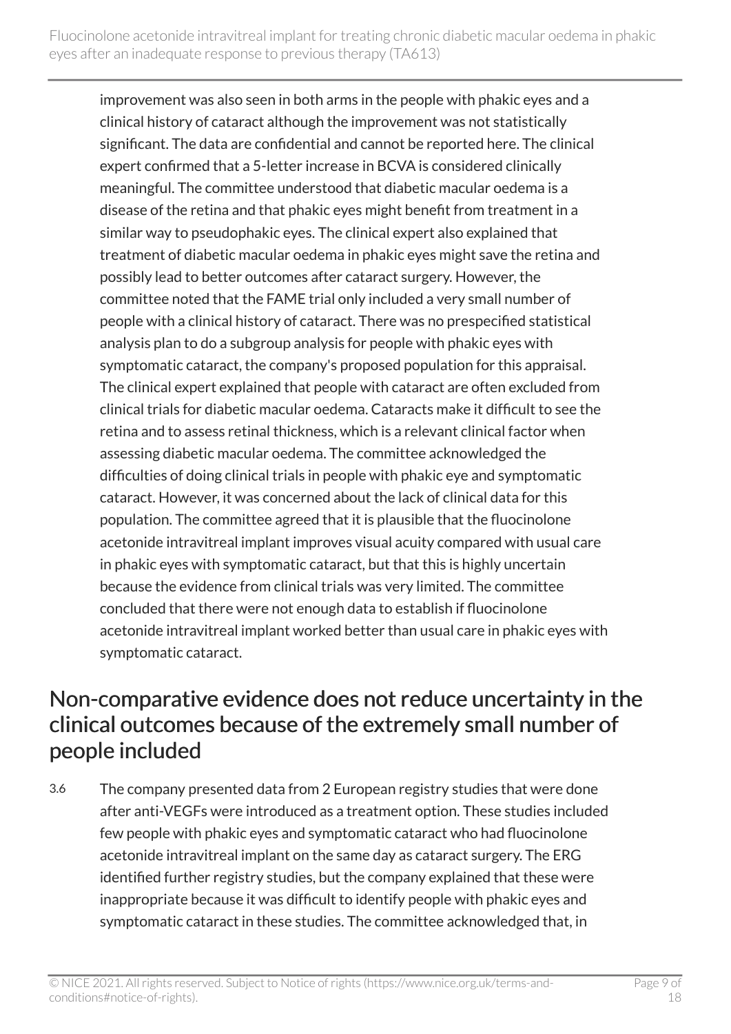improvement was also seen in both arms in the people with phakic eyes and a clinical history of cataract although the improvement was not statistically significant. The data are confidential and cannot be reported here. The clinical expert confirmed that a 5-letter increase in BCVA is considered clinically meaningful. The committee understood that diabetic macular oedema is a disease of the retina and that phakic eyes might benefit from treatment in a similar way to pseudophakic eyes. The clinical expert also explained that treatment of diabetic macular oedema in phakic eyes might save the retina and possibly lead to better outcomes after cataract surgery. However, the committee noted that the FAME trial only included a very small number of people with a clinical history of cataract. There was no prespecified statistical analysis plan to do a subgroup analysis for people with phakic eyes with symptomatic cataract, the company's proposed population for this appraisal. The clinical expert explained that people with cataract are often excluded from clinical trials for diabetic macular oedema. Cataracts make it difficult to see the retina and to assess retinal thickness, which is a relevant clinical factor when assessing diabetic macular oedema. The committee acknowledged the difficulties of doing clinical trials in people with phakic eye and symptomatic cataract. However, it was concerned about the lack of clinical data for this population. The committee agreed that it is plausible that the fluocinolone acetonide intravitreal implant improves visual acuity compared with usual care in phakic eyes with symptomatic cataract, but that this is highly uncertain because the evidence from clinical trials was very limited. The committee concluded that there were not enough data to establish if fluocinolone acetonide intravitreal implant worked better than usual care in phakic eyes with symptomatic cataract.

## Non-comparative evidence does not reduce uncertainty in the clinical outcomes because of the extremely small number of people included

3.6 The company presented data from 2 European registry studies that were done after anti-VEGFs were introduced as a treatment option. These studies included few people with phakic eyes and symptomatic cataract who had fluocinolone acetonide intravitreal implant on the same day as cataract surgery. The ERG identified further registry studies, but the company explained that these were inappropriate because it was difficult to identify people with phakic eyes and symptomatic cataract in these studies. The committee acknowledged that, in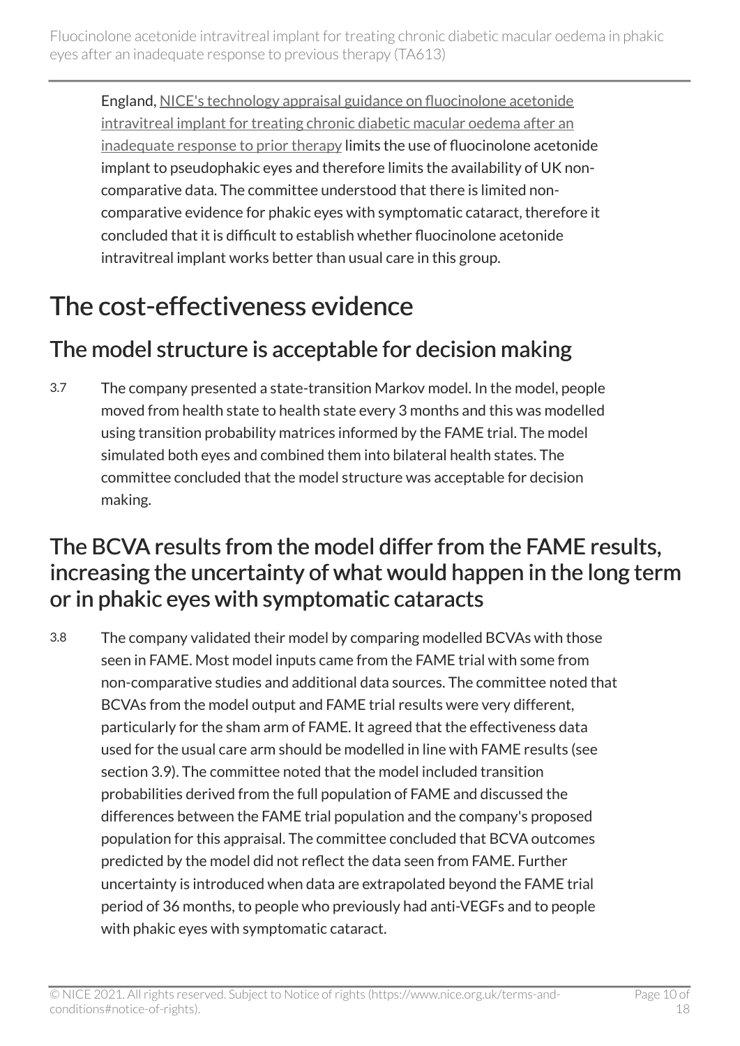England, [NICE's technology appraisal guidance on fluocinolone acetonide intravitreal implant for treating chronic diabetic macular oedema after an inadequate response to prior therapy] limits the use of fluocinolone acetonide implant to pseudophakic eyes and therefore limits the availability of UK non-comparative data. The committee understood that there is limited non-comparative evidence for phakic eyes with symptomatic cataract, therefore it concluded that it is difficult to establish whether fluocinolone acetonide intravitreal implant works better than usual care in this group.

# The cost-effectiveness evidence

## The model structure is acceptable for decision making

3.7 The company presented a state-transition Markov model. In the model, people moved from health state to health state every 3 months and this was modelled using transition probability matrices informed by the FAME trial. The model simulated both eyes and combined them into bilateral health states. The committee concluded that the model structure was acceptable for decision making.

## The BCVA results from the model differ from the FAME results, increasing the uncertainty of what would happen in the long term or in phakic eyes with symptomatic cataracts

3.8 The company validated their model by comparing modelled BCVAs with those seen in FAME. Most model inputs came from the FAME trial with some from non-comparative studies and additional data sources. The committee noted that BCVAs from the model output and FAME trial results were very different, particularly for the sham arm of FAME. It agreed that the effectiveness data used for the usual care arm should be modelled in line with FAME results (see section 3.9). The committee noted that the model included transition probabilities derived from the full population of FAME and discussed the differences between the FAME trial population and the company's proposed population for this appraisal. The committee concluded that BCVA outcomes predicted by the model did not reflect the data seen from FAME. Further uncertainty is introduced when data are extrapolated beyond the FAME trial period of 36 months, to people who previously had anti-VEGFs and to people with phakic eyes with symptomatic cataract.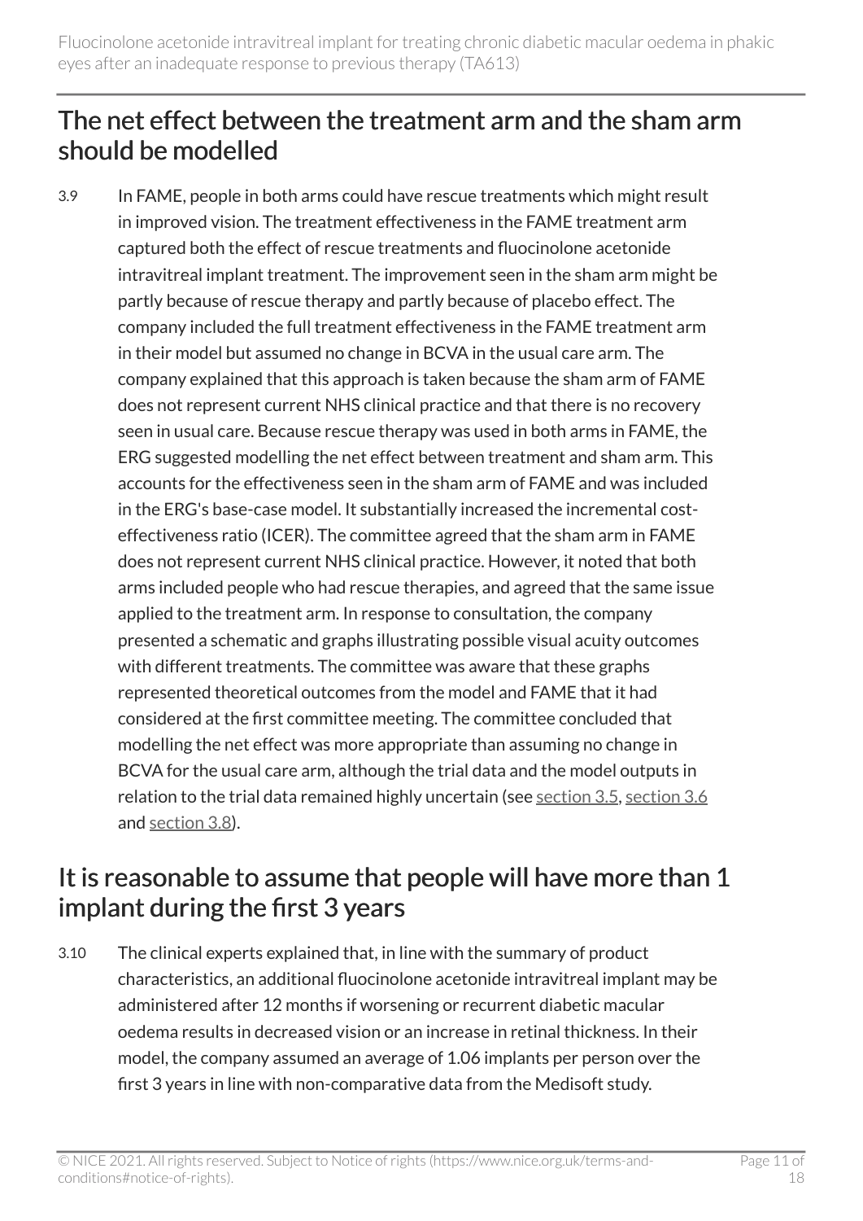## The net effect between the treatment arm and the sham arm should be modelled

3.9 In FAME, people in both arms could have rescue treatments which might result in improved vision. The treatment effectiveness in the FAME treatment arm captured both the effect of rescue treatments and fluocinolone acetonide intravitreal implant treatment. The improvement seen in the sham arm might be partly because of rescue therapy and partly because of placebo effect. The company included the full treatment effectiveness in the FAME treatment arm in their model but assumed no change in BCVA in the usual care arm. The company explained that this approach is taken because the sham arm of FAME does not represent current NHS clinical practice and that there is no recovery seen in usual care. Because rescue therapy was used in both arms in FAME, the ERG suggested modelling the net effect between treatment and sham arm. This accounts for the effectiveness seen in the sham arm of FAME and was included in the ERG's base-case model. It substantially increased the incremental cost-effectiveness ratio (ICER). The committee agreed that the sham arm in FAME does not represent current NHS clinical practice. However, it noted that both arms included people who had rescue therapies, and agreed that the same issue applied to the treatment arm. In response to consultation, the company presented a schematic and graphs illustrating possible visual acuity outcomes with different treatments. The committee was aware that these graphs represented theoretical outcomes from the model and FAME that it had considered at the first committee meeting. The committee concluded that modelling the net effect was more appropriate than assuming no change in BCVA for the usual care arm, although the trial data and the model outputs in relation to the trial data remained highly uncertain (see section 3.5, section 3.6 and section 3.8).

## It is reasonable to assume that people will have more than 1 implant during the first 3 years

3.10 The clinical experts explained that, in line with the summary of product characteristics, an additional fluocinolone acetonide intravitreal implant may be administered after 12 months if worsening or recurrent diabetic macular oedema results in decreased vision or an increase in retinal thickness. In their model, the company assumed an average of 1.06 implants per person over the first 3 years in line with non-comparative data from the Medisoft study.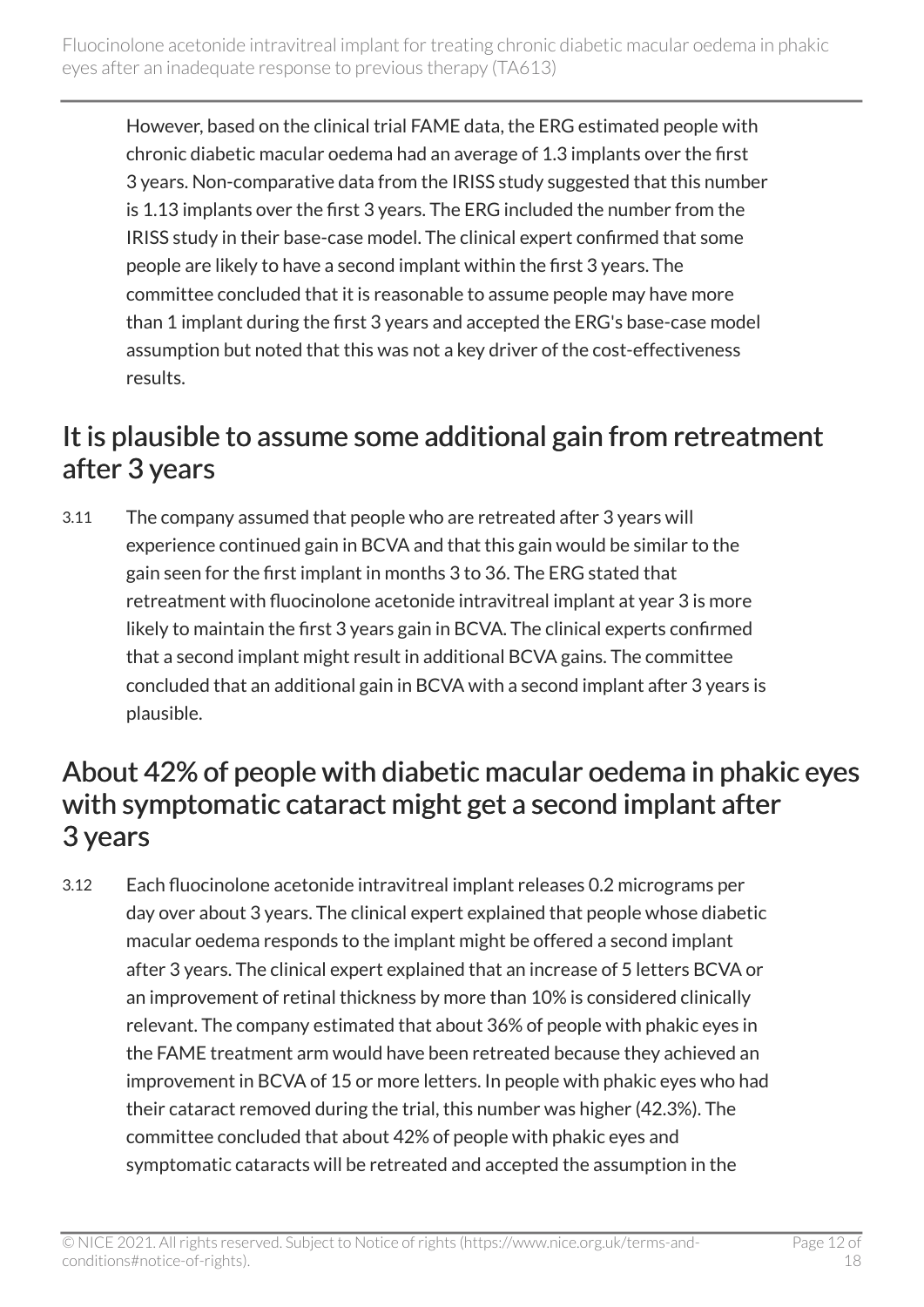However, based on the clinical trial FAME data, the ERG estimated people with chronic diabetic macular oedema had an average of 1.3 implants over the first 3 years. Non-comparative data from the IRISS study suggested that this number is 1.13 implants over the first 3 years. The ERG included the number from the IRISS study in their base-case model. The clinical expert confirmed that some people are likely to have a second implant within the first 3 years. The committee concluded that it is reasonable to assume people may have more than 1 implant during the first 3 years and accepted the ERG's base-case model assumption but noted that this was not a key driver of the cost-effectiveness results.

## It is plausible to assume some additional gain from retreatment after 3 years

3.11 The company assumed that people who are retreated after 3 years will experience continued gain in BCVA and that this gain would be similar to the gain seen for the first implant in months 3 to 36. The ERG stated that retreatment with fluocinolone acetonide intravitreal implant at year 3 is more likely to maintain the first 3 years gain in BCVA. The clinical experts confirmed that a second implant might result in additional BCVA gains. The committee concluded that an additional gain in BCVA with a second implant after 3 years is plausible.

## About 42% of people with diabetic macular oedema in phakic eyes with symptomatic cataract might get a second implant after 3 years

3.12 Each fluocinolone acetonide intravitreal implant releases 0.2 micrograms per day over about 3 years. The clinical expert explained that people whose diabetic macular oedema responds to the implant might be offered a second implant after 3 years. The clinical expert explained that an increase of 5 letters BCVA or an improvement of retinal thickness by more than 10% is considered clinically relevant. The company estimated that about 36% of people with phakic eyes in the FAME treatment arm would have been retreated because they achieved an improvement in BCVA of 15 or more letters. In people with phakic eyes who had their cataract removed during the trial, this number was higher (42.3%). The committee concluded that about 42% of people with phakic eyes and symptomatic cataracts will be retreated and accepted the assumption in the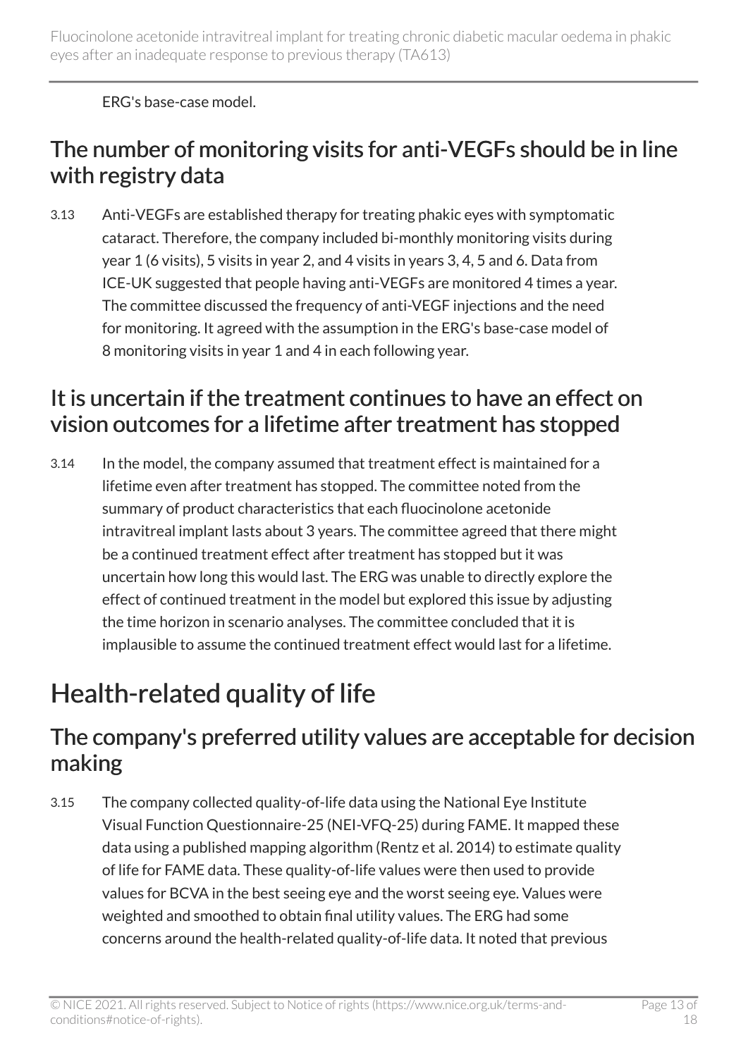ERG's base-case model.

### The number of monitoring visits for anti-VEGFs should be in line with registry data

3.13 Anti-VEGFs are established therapy for treating phakic eyes with symptomatic cataract. Therefore, the company included bi-monthly monitoring visits during year 1 (6 visits), 5 visits in year 2, and 4 visits in years 3, 4, 5 and 6. Data from ICE-UK suggested that people having anti-VEGFs are monitored 4 times a year. The committee discussed the frequency of anti-VEGF injections and the need for monitoring. It agreed with the assumption in the ERG's base-case model of 8 monitoring visits in year 1 and 4 in each following year.

### It is uncertain if the treatment continues to have an effect on vision outcomes for a lifetime after treatment has stopped

3.14 In the model, the company assumed that treatment effect is maintained for a lifetime even after treatment has stopped. The committee noted from the summary of product characteristics that each fluocinolone acetonide intravitreal implant lasts about 3 years. The committee agreed that there might be a continued treatment effect after treatment has stopped but it was uncertain how long this would last. The ERG was unable to directly explore the effect of continued treatment in the model but explored this issue by adjusting the time horizon in scenario analyses. The committee concluded that it is implausible to assume the continued treatment effect would last for a lifetime.

## Health-related quality of life

### The company's preferred utility values are acceptable for decision making

3.15 The company collected quality-of-life data using the National Eye Institute Visual Function Questionnaire-25 (NEI-VFQ-25) during FAME. It mapped these data using a published mapping algorithm (Rentz et al. 2014) to estimate quality of life for FAME data. These quality-of-life values were then used to provide values for BCVA in the best seeing eye and the worst seeing eye. Values were weighted and smoothed to obtain final utility values. The ERG had some concerns around the health-related quality-of-life data. It noted that previous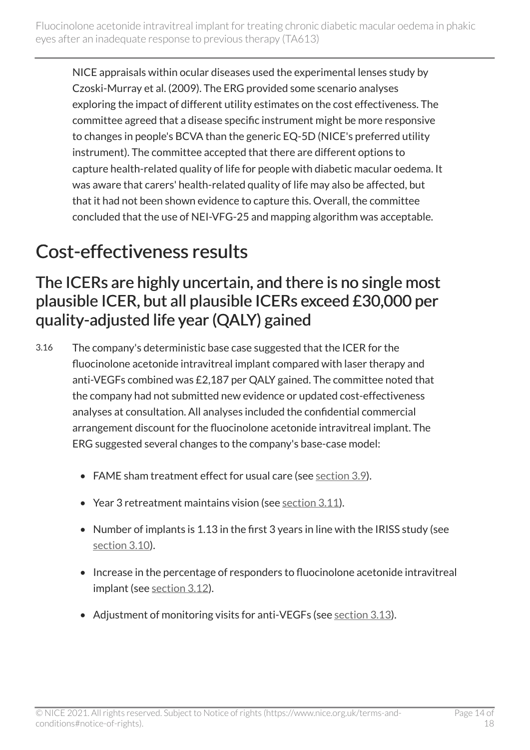NICE appraisals within ocular diseases used the experimental lenses study by Czoski-Murray et al. (2009). The ERG provided some scenario analyses exploring the impact of different utility estimates on the cost effectiveness. The committee agreed that a disease specific instrument might be more responsive to changes in people's BCVA than the generic EQ-5D (NICE's preferred utility instrument). The committee accepted that there are different options to capture health-related quality of life for people with diabetic macular oedema. It was aware that carers' health-related quality of life may also be affected, but that it had not been shown evidence to capture this. Overall, the committee concluded that the use of NEI-VFG-25 and mapping algorithm was acceptable.

## Cost-effectiveness results

### The ICERs are highly uncertain, and there is no single most plausible ICER, but all plausible ICERs exceed £30,000 per quality-adjusted life year (QALY) gained

3.16 The company's deterministic base case suggested that the ICER for the fluocinolone acetonide intravitreal implant compared with laser therapy and anti-VEGFs combined was £2,187 per QALY gained. The committee noted that the company had not submitted new evidence or updated cost-effectiveness analyses at consultation. All analyses included the confidential commercial arrangement discount for the fluocinolone acetonide intravitreal implant. The ERG suggested several changes to the company's base-case model:

- FAME sham treatment effect for usual care (see section 3.9).
- Year 3 retreatment maintains vision (see section 3.11).
- Number of implants is 1.13 in the first 3 years in line with the IRISS study (see section 3.10).
- Increase in the percentage of responders to fluocinolone acetonide intravitreal implant (see section 3.12).
- Adjustment of monitoring visits for anti-VEGFs (see section 3.13).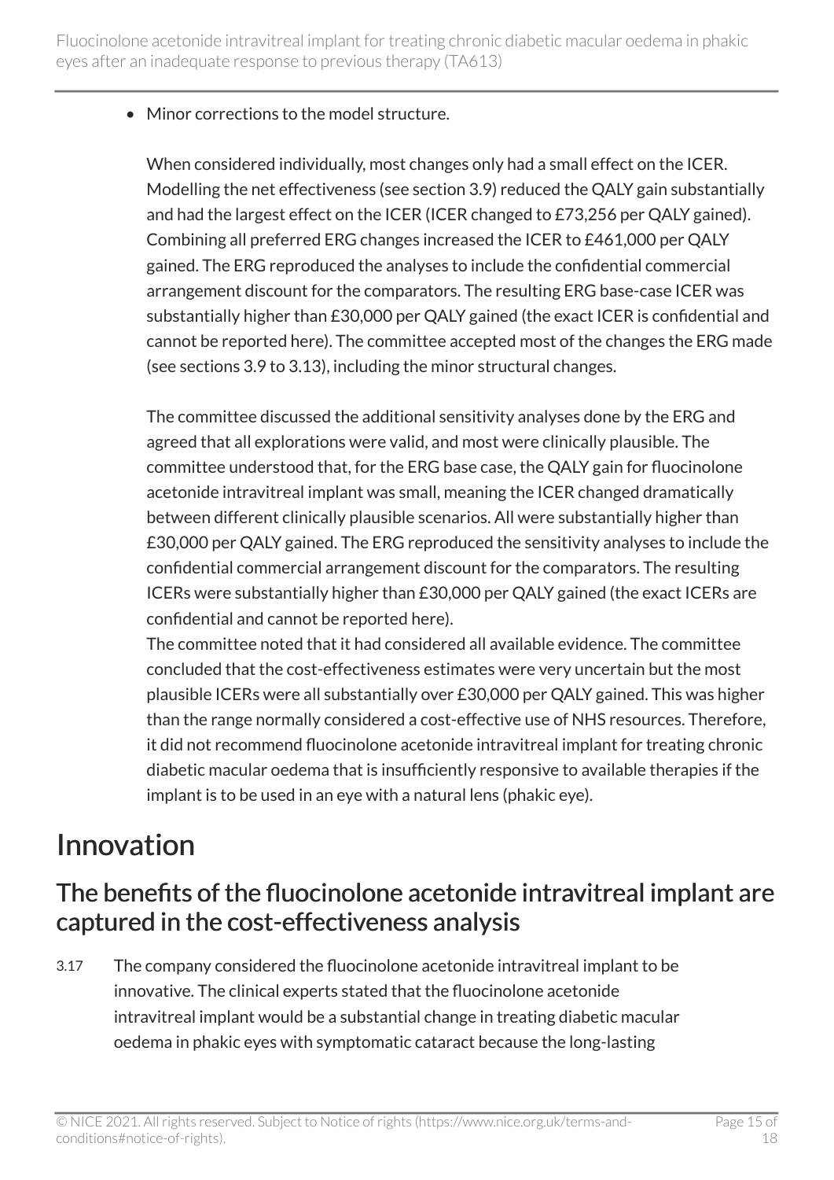- Minor corrections to the model structure.

  When considered individually, most changes only had a small effect on the ICER. Modelling the net effectiveness (see section 3.9) reduced the QALY gain substantially and had the largest effect on the ICER (ICER changed to £73,256 per QALY gained). Combining all preferred ERG changes increased the ICER to £461,000 per QALY gained. The ERG reproduced the analyses to include the confidential commercial arrangement discount for the comparators. The resulting ERG base-case ICER was substantially higher than £30,000 per QALY gained (the exact ICER is confidential and cannot be reported here). The committee accepted most of the changes the ERG made (see sections 3.9 to 3.13), including the minor structural changes.

  The committee discussed the additional sensitivity analyses done by the ERG and agreed that all explorations were valid, and most were clinically plausible. The committee understood that, for the ERG base case, the QALY gain for fluocinolone acetonide intravitreal implant was small, meaning the ICER changed dramatically between different clinically plausible scenarios. All were substantially higher than £30,000 per QALY gained. The ERG reproduced the sensitivity analyses to include the confidential commercial arrangement discount for the comparators. The resulting ICERs were substantially higher than £30,000 per QALY gained (the exact ICERs are confidential and cannot be reported here).
  The committee noted that it had considered all available evidence. The committee concluded that the cost-effectiveness estimates were very uncertain but the most plausible ICERs were all substantially over £30,000 per QALY gained. This was higher than the range normally considered a cost-effective use of NHS resources. Therefore, it did not recommend fluocinolone acetonide intravitreal implant for treating chronic diabetic macular oedema that is insufficiently responsive to available therapies if the implant is to be used in an eye with a natural lens (phakic eye).

# Innovation

## The benefits of the fluocinolone acetonide intravitreal implant are captured in the cost-effectiveness analysis

3.17 The company considered the fluocinolone acetonide intravitreal implant to be innovative. The clinical experts stated that the fluocinolone acetonide intravitreal implant would be a substantial change in treating diabetic macular oedema in phakic eyes with symptomatic cataract because the long-lasting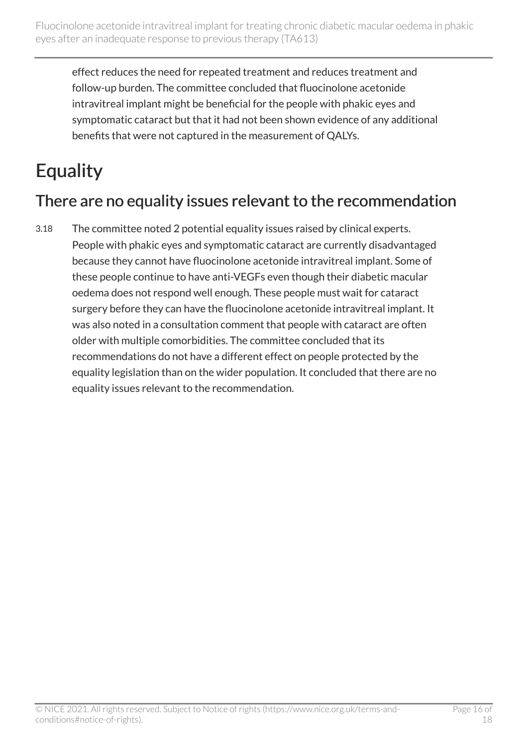effect reduces the need for repeated treatment and reduces treatment and follow-up burden. The committee concluded that fluocinolone acetonide intravitreal implant might be beneficial for the people with phakic eyes and symptomatic cataract but that it had not been shown evidence of any additional benefits that were not captured in the measurement of QALYs.

# Equality

## There are no equality issues relevant to the recommendation

3.18 The committee noted 2 potential equality issues raised by clinical experts. People with phakic eyes and symptomatic cataract are currently disadvantaged because they cannot have fluocinolone acetonide intravitreal implant. Some of these people continue to have anti-VEGFs even though their diabetic macular oedema does not respond well enough. These people must wait for cataract surgery before they can have the fluocinolone acetonide intravitreal implant. It was also noted in a consultation comment that people with cataract are often older with multiple comorbidities. The committee concluded that its recommendations do not have a different effect on people protected by the equality legislation than on the wider population. It concluded that there are no equality issues relevant to the recommendation.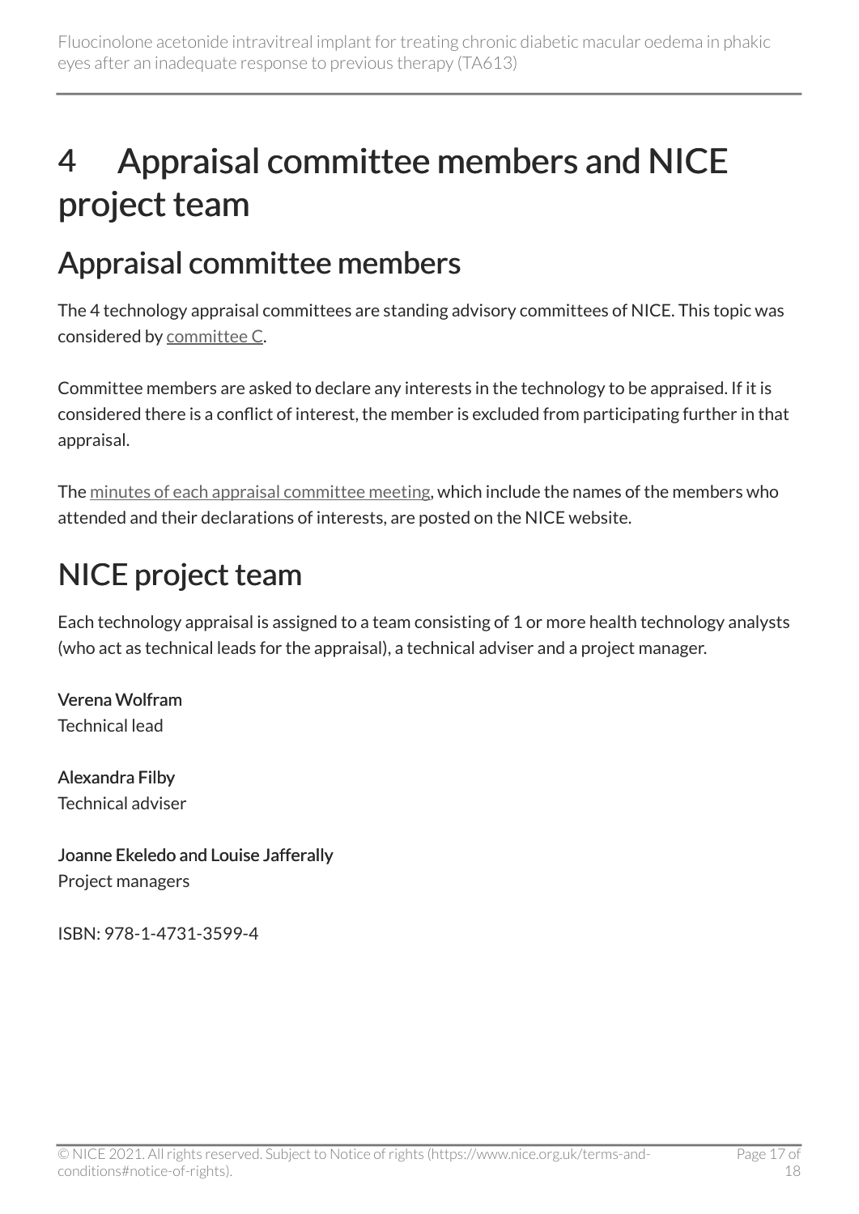# 4 Appraisal committee members and NICE project team

## Appraisal committee members

The 4 technology appraisal committees are standing advisory committees of NICE. This topic was considered by committee C.

Committee members are asked to declare any interests in the technology to be appraised. If it is considered there is a conflict of interest, the member is excluded from participating further in that appraisal.

The minutes of each appraisal committee meeting, which include the names of the members who attended and their declarations of interests, are posted on the NICE website.

## NICE project team

Each technology appraisal is assigned to a team consisting of 1 or more health technology analysts (who act as technical leads for the appraisal), a technical adviser and a project manager.

**Verena Wolfram**
Technical lead

**Alexandra Filby**
Technical adviser

**Joanne Ekeledo and Louise Jafferally**
Project managers

ISBN: 978-1-4731-3599-4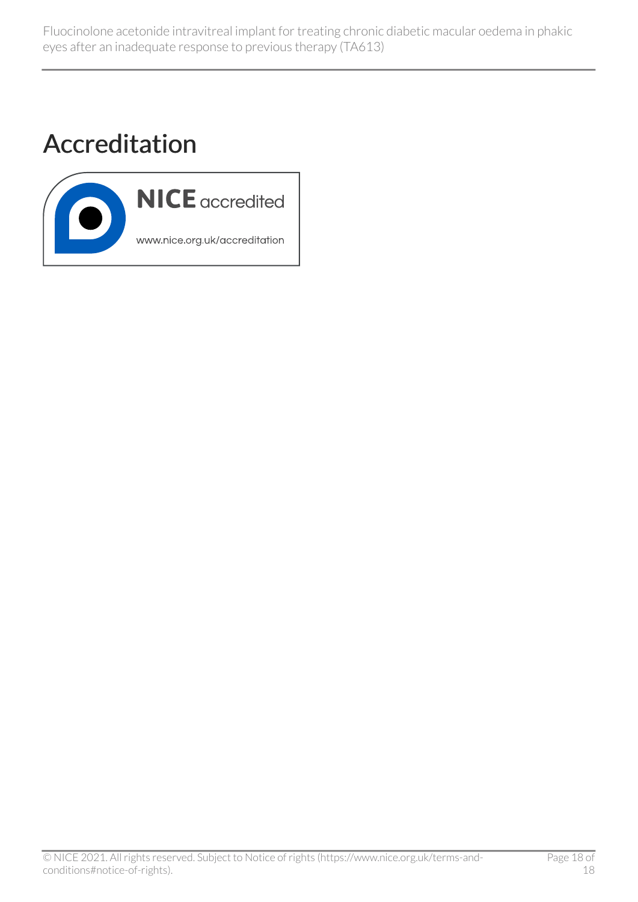# Accreditation

NICE accredited

www.nice.org.uk/accreditation